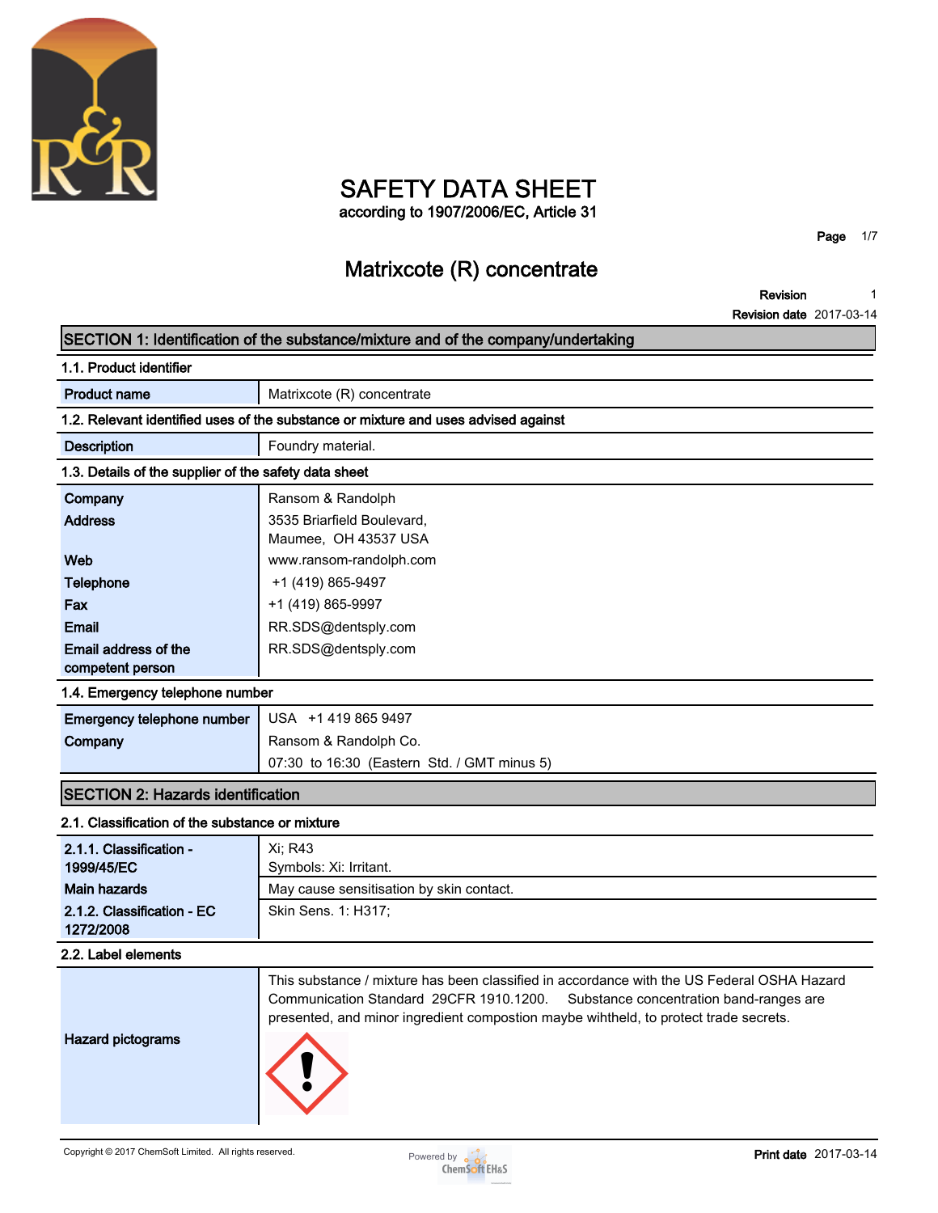# SAFETY DATA SHEET

according to 1907/2006/EC, Article 31

## Matrixcote (R) concentrate

**Revision** 1
**Revision date** 2017-03-14

## SECTION 1: Identification of the substance/mixture and of the company/undertaking

### 1.1. Product identifier

| | |
|---|---|
| **Product name** | Matrixcote (R) concentrate |

### 1.2. Relevant identified uses of the substance or mixture and uses advised against

| | |
|---|---|
| **Description** | Foundry material. |

### 1.3. Details of the supplier of the safety data sheet

| | |
|---|---|
| **Company** | Ransom & Randolph |
| **Address** | 3535 Briarfield Boulevard, Maumee, OH 43537 USA |
| **Web** | www.ransom-randolph.com |
| **Telephone** | +1 (419) 865-9497 |
| **Fax** | +1 (419) 865-9997 |
| **Email** | RR.SDS@dentsply.com |
| **Email address of the competent person** | RR.SDS@dentsply.com |

### 1.4. Emergency telephone number

| | |
|---|---|
| **Emergency telephone number** | USA +1 419 865 9497 |
| **Company** | Ransom & Randolph Co. |
| | 07:30 to 16:30 (Eastern Std. / GMT minus 5) |

## SECTION 2: Hazards identification

### 2.1. Classification of the substance or mixture

| | |
|---|---|
| **2.1.1. Classification - 1999/45/EC** | Xi; R43<br>Symbols: Xi: Irritant. |
| **Main hazards** | May cause sensitisation by skin contact. |
| **2.1.2. Classification - EC 1272/2008** | Skin Sens. 1: H317; |

### 2.2. Label elements

| | |
|---|---|
| | This substance / mixture has been classified in accordance with the US Federal OSHA Hazard Communication Standard 29CFR 1910.1200. Substance concentration band-ranges are presented, and minor ingredient compostion maybe wihtheld, to protect trade secrets. |
| **Hazard pictograms** | |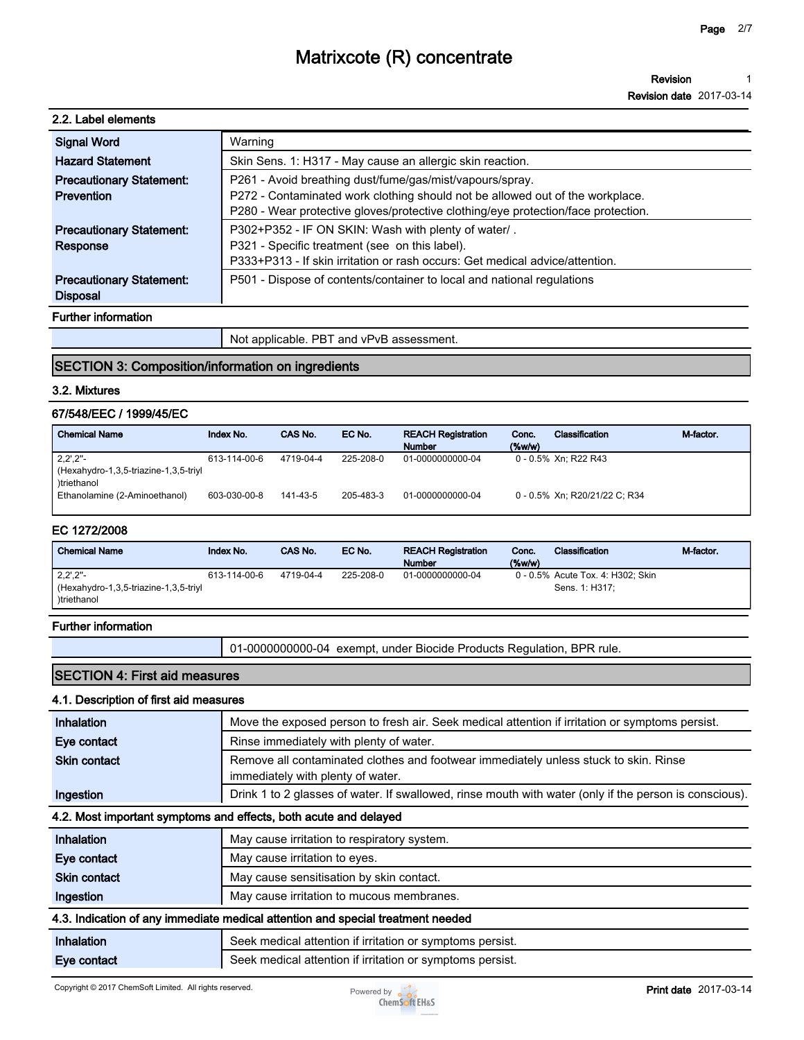### 2.2. Label elements

| | |
|---|---|
| **Signal Word** | Warning |
| **Hazard Statement** | Skin Sens. 1: H317 - May cause an allergic skin reaction. |
| **Precautionary Statement: Prevention** | P261 - Avoid breathing dust/fume/gas/mist/vapours/spray.<br>P272 - Contaminated work clothing should not be allowed out of the workplace.<br>P280 - Wear protective gloves/protective clothing/eye protection/face protection. |
| **Precautionary Statement: Response** | P302+P352 - IF ON SKIN: Wash with plenty of water/ .<br>P321 - Specific treatment (see on this label).<br>P333+P313 - If skin irritation or rash occurs: Get medical advice/attention. |
| **Precautionary Statement: Disposal** | P501 - Dispose of contents/container to local and national regulations |

**Further information**

| | |
|---|---|
| | Not applicable. PBT and vPvB assessment. |

## SECTION 3: Composition/information on ingredients

### 3.2. Mixtures

**67/548/EEC / 1999/45/EC**

| Chemical Name | Index No. | CAS No. | EC No. | REACH Registration Number | Conc. (%w/w) | Classification | M-factor. |
|---|---|---|---|---|---|---|---|
| 2,2',2''-(Hexahydro-1,3,5-triazine-1,3,5-triyl)triethanol | 613-114-00-6 | 4719-04-4 | 225-208-0 | 01-0000000000-04 | 0 - 0.5% | Xn; R22 R43 | |
| Ethanolamine (2-Aminoethanol) | 603-030-00-8 | 141-43-5 | 205-483-3 | 01-0000000000-04 | 0 - 0.5% | Xn; R20/21/22 C; R34 | |

**EC 1272/2008**

| Chemical Name | Index No. | CAS No. | EC No. | REACH Registration Number | Conc. (%w/w) | Classification | M-factor. |
|---|---|---|---|---|---|---|---|
| 2,2',2''-(Hexahydro-1,3,5-triazine-1,3,5-triyl)triethanol | 613-114-00-6 | 4719-04-4 | 225-208-0 | 01-0000000000-04 | 0 - 0.5% | Acute Tox. 4: H302; Skin Sens. 1: H317; | |

**Further information**

| | |
|---|---|
| | 01-0000000000-04 exempt, under Biocide Products Regulation, BPR rule. |

## SECTION 4: First aid measures

### 4.1. Description of first aid measures

| | |
|---|---|
| **Inhalation** | Move the exposed person to fresh air. Seek medical attention if irritation or symptoms persist. |
| **Eye contact** | Rinse immediately with plenty of water. |
| **Skin contact** | Remove all contaminated clothes and footwear immediately unless stuck to skin. Rinse immediately with plenty of water. |
| **Ingestion** | Drink 1 to 2 glasses of water. If swallowed, rinse mouth with water (only if the person is conscious). |

### 4.2. Most important symptoms and effects, both acute and delayed

| | |
|---|---|
| **Inhalation** | May cause irritation to respiratory system. |
| **Eye contact** | May cause irritation to eyes. |
| **Skin contact** | May cause sensitisation by skin contact. |
| **Ingestion** | May cause irritation to mucous membranes. |

### 4.3. Indication of any immediate medical attention and special treatment needed

| | |
|---|---|
| **Inhalation** | Seek medical attention if irritation or symptoms persist. |
| **Eye contact** | Seek medical attention if irritation or symptoms persist. |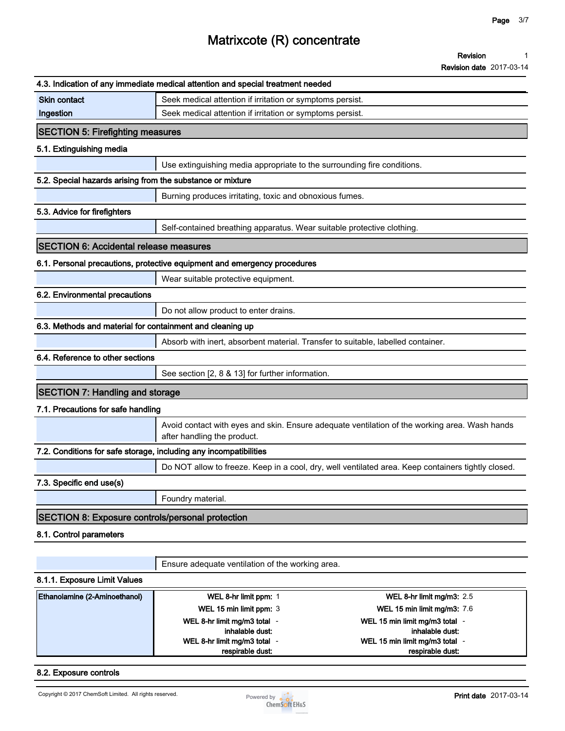### 4.3. Indication of any immediate medical attention and special treatment needed

| | |
|---|---|
| **Skin contact** | Seek medical attention if irritation or symptoms persist. |
| **Ingestion** | Seek medical attention if irritation or symptoms persist. |

## SECTION 5: Firefighting measures

### 5.1. Extinguishing media

Use extinguishing media appropriate to the surrounding fire conditions.

### 5.2. Special hazards arising from the substance or mixture

Burning produces irritating, toxic and obnoxious fumes.

### 5.3. Advice for firefighters

Self-contained breathing apparatus. Wear suitable protective clothing.

## SECTION 6: Accidental release measures

### 6.1. Personal precautions, protective equipment and emergency procedures

Wear suitable protective equipment.

### 6.2. Environmental precautions

Do not allow product to enter drains.

### 6.3. Methods and material for containment and cleaning up

Absorb with inert, absorbent material. Transfer to suitable, labelled container.

### 6.4. Reference to other sections

See section [2, 8 & 13] for further information.

## SECTION 7: Handling and storage

### 7.1. Precautions for safe handling

Avoid contact with eyes and skin. Ensure adequate ventilation of the working area. Wash hands after handling the product.

### 7.2. Conditions for safe storage, including any incompatibilities

Do NOT allow to freeze. Keep in a cool, dry, well ventilated area. Keep containers tightly closed.

### 7.3. Specific end use(s)

Foundry material.

## SECTION 8: Exposure controls/personal protection

### 8.1. Control parameters

Ensure adequate ventilation of the working area.

### 8.1.1. Exposure Limit Values

| Substance | Parameter | Value | Parameter | Value |
|---|---|---|---|---|
| **Ethanolamine (2-Aminoethanol)** | WEL 8-hr limit ppm: | 1 | WEL 8-hr limit mg/m3: | 2.5 |
| | WEL 15 min limit ppm: | 3 | WEL 15 min limit mg/m3: | 7.6 |
| | WEL 8-hr limit mg/m3 total inhalable dust: | - | WEL 15 min limit mg/m3 total inhalable dust: | - |
| | WEL 8-hr limit mg/m3 total respirable dust: | - | WEL 15 min limit mg/m3 total respirable dust: | - |

### 8.2. Exposure controls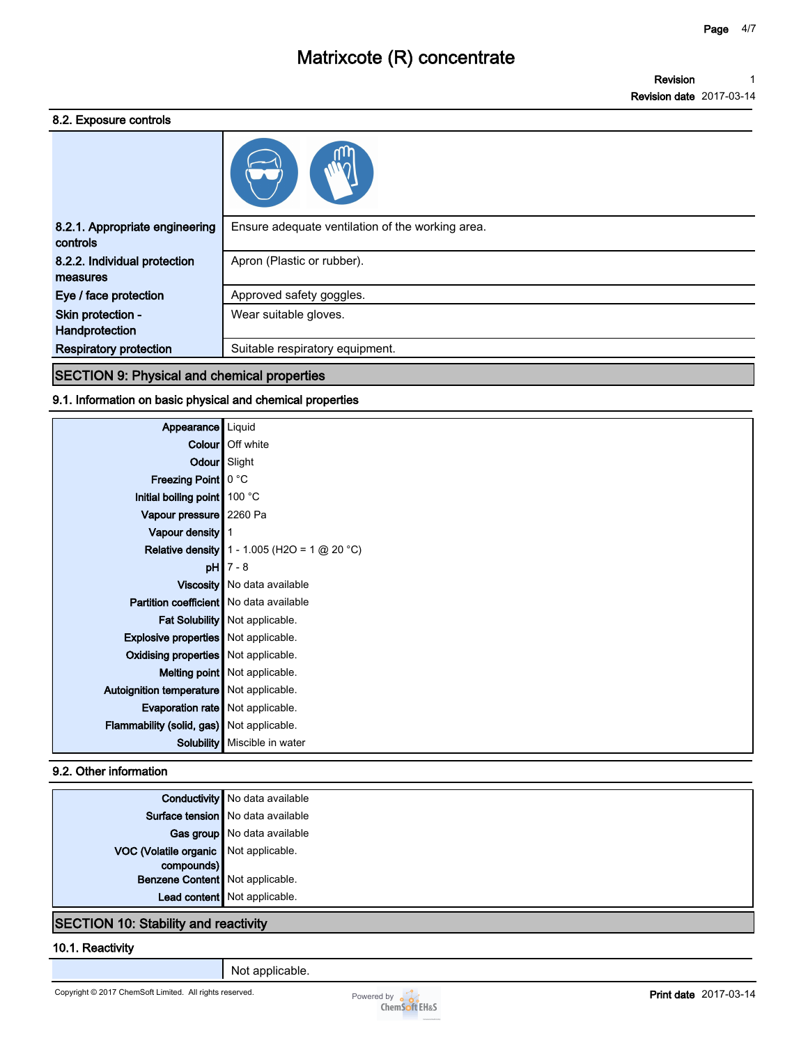### 8.2. Exposure controls

| | |
|---|---|
| **8.2.1. Appropriate engineering controls** | Ensure adequate ventilation of the working area. |
| **8.2.2. Individual protection measures** | Apron (Plastic or rubber). |
| **Eye / face protection** | Approved safety goggles. |
| **Skin protection - Handprotection** | Wear suitable gloves. |
| **Respiratory protection** | Suitable respiratory equipment. |

## SECTION 9: Physical and chemical properties

### 9.1. Information on basic physical and chemical properties

| | |
|---|---|
| **Appearance** | Liquid |
| **Colour** | Off white |
| **Odour** | Slight |
| **Freezing Point** | 0 °C |
| **Initial boiling point** | 100 °C |
| **Vapour pressure** | 2260 Pa |
| **Vapour density** | 1 |
| **Relative density** | 1 - 1.005 ($H_2O$ = 1 @ 20 °C) |
| **pH** | 7 - 8 |
| **Viscosity** | No data available |
| **Partition coefficient** | No data available |
| **Fat Solubility** | Not applicable. |
| **Explosive properties** | Not applicable. |
| **Oxidising properties** | Not applicable. |
| **Melting point** | Not applicable. |
| **Autoignition temperature** | Not applicable. |
| **Evaporation rate** | Not applicable. |
| **Flammability (solid, gas)** | Not applicable. |
| **Solubility** | Miscible in water |

### 9.2. Other information

| | |
|---|---|
| **Conductivity** | No data available |
| **Surface tension** | No data available |
| **Gas group** | No data available |
| **VOC (Volatile organic compounds)** | Not applicable. |
| **Benzene Content** | Not applicable. |
| **Lead content** | Not applicable. |

## SECTION 10: Stability and reactivity

### 10.1. Reactivity

| | |
|---|---|
| | Not applicable. |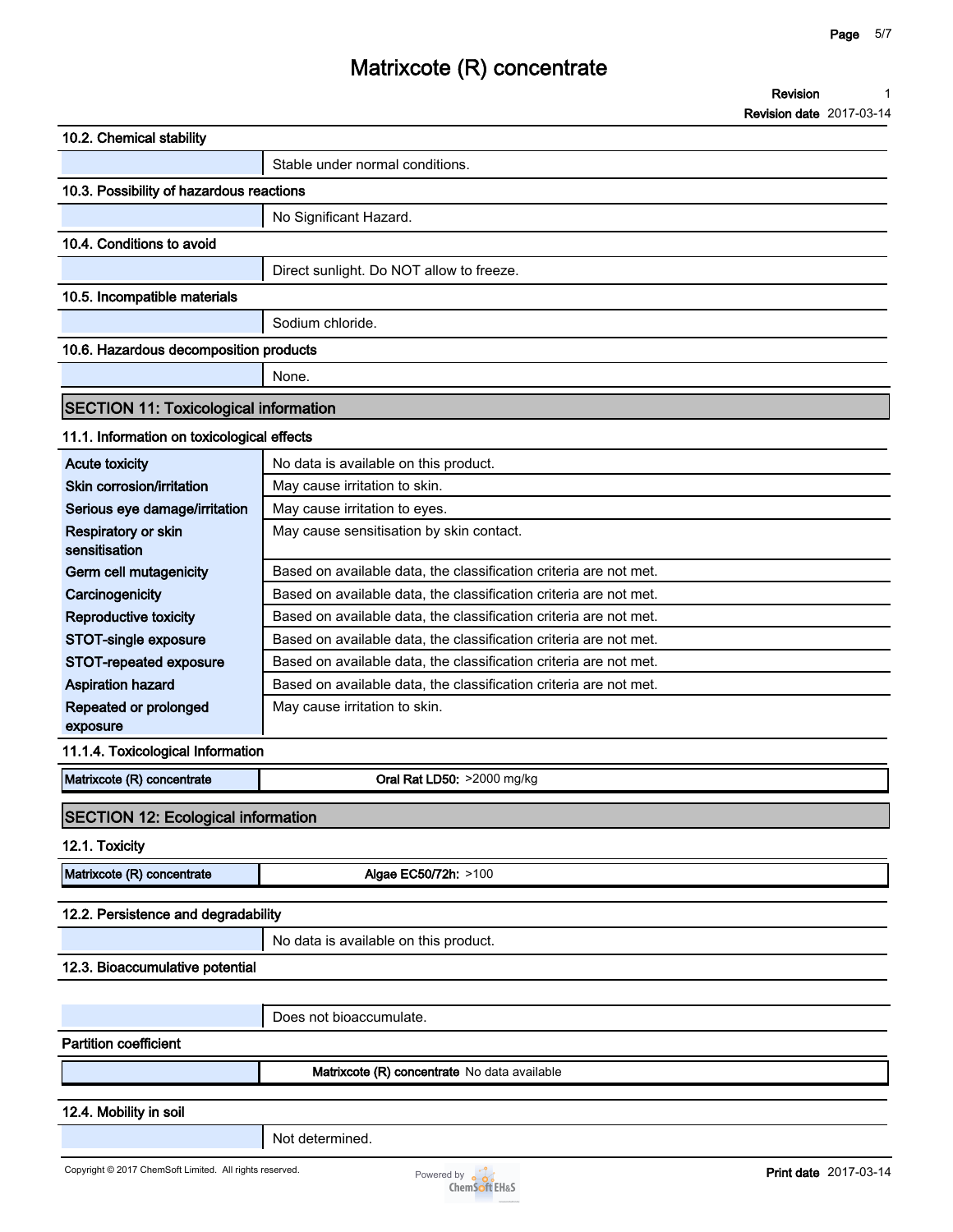### 10.2. Chemical stability

| | |
|---|---|
| | Stable under normal conditions. |

### 10.3. Possibility of hazardous reactions

| | |
|---|---|
| | No Significant Hazard. |

### 10.4. Conditions to avoid

| | |
|---|---|
| | Direct sunlight. Do NOT allow to freeze. |

### 10.5. Incompatible materials

| | |
|---|---|
| | Sodium chloride. |

### 10.6. Hazardous decomposition products

| | |
|---|---|
| | None. |

## SECTION 11: Toxicological information

### 11.1. Information on toxicological effects

| | |
|---|---|
| **Acute toxicity** | No data is available on this product. |
| **Skin corrosion/irritation** | May cause irritation to skin. |
| **Serious eye damage/irritation** | May cause irritation to eyes. |
| **Respiratory or skin sensitisation** | May cause sensitisation by skin contact. |
| **Germ cell mutagenicity** | Based on available data, the classification criteria are not met. |
| **Carcinogenicity** | Based on available data, the classification criteria are not met. |
| **Reproductive toxicity** | Based on available data, the classification criteria are not met. |
| **STOT-single exposure** | Based on available data, the classification criteria are not met. |
| **STOT-repeated exposure** | Based on available data, the classification criteria are not met. |
| **Aspiration hazard** | Based on available data, the classification criteria are not met. |
| **Repeated or prolonged exposure** | May cause irritation to skin. |

### 11.1.4. Toxicological Information

| | |
|---|---|
| **Matrixcote (R) concentrate** | **Oral Rat LD50:** >2000 mg/kg |

## SECTION 12: Ecological information

### 12.1. Toxicity

| | |
|---|---|
| **Matrixcote (R) concentrate** | **Algae EC50/72h:** >100 |

### 12.2. Persistence and degradability

| | |
|---|---|
| | No data is available on this product. |

### 12.3. Bioaccumulative potential

| | |
|---|---|
| | Does not bioaccumulate. |

**Partition coefficient**

| | |
|---|---|
| | **Matrixcote (R) concentrate** No data available |

### 12.4. Mobility in soil

| | |
|---|---|
| | Not determined. |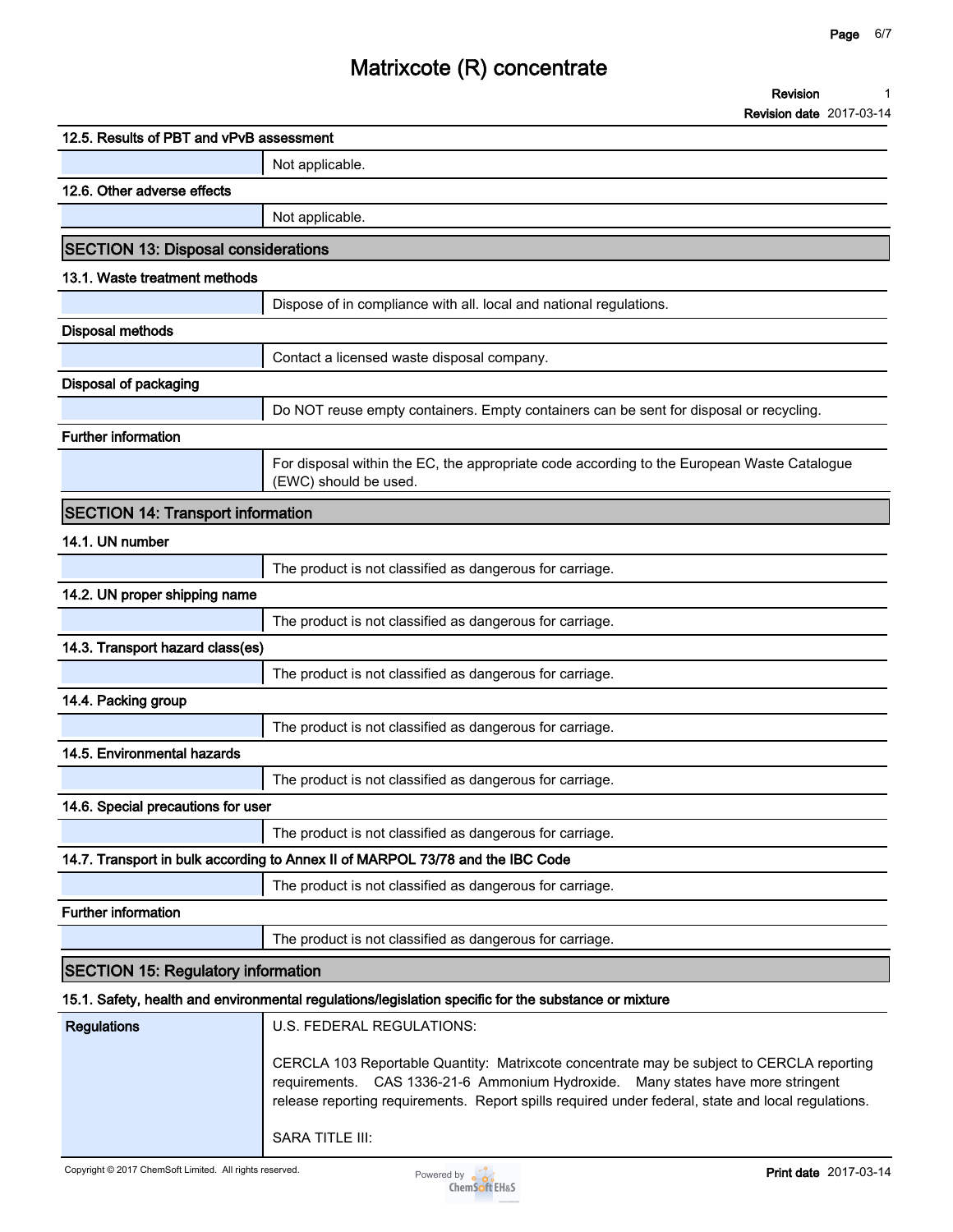### 12.5. Results of PBT and vPvB assessment

| | |
|---|---|
| | Not applicable. |

### 12.6. Other adverse effects

| | |
|---|---|
| | Not applicable. |

## SECTION 13: Disposal considerations

### 13.1. Waste treatment methods

| | |
|---|---|
| | Dispose of in compliance with all. local and national regulations. |

**Disposal methods**

| | |
|---|---|
| | Contact a licensed waste disposal company. |

**Disposal of packaging**

| | |
|---|---|
| | Do NOT reuse empty containers. Empty containers can be sent for disposal or recycling. |

**Further information**

| | |
|---|---|
| | For disposal within the EC, the appropriate code according to the European Waste Catalogue (EWC) should be used. |

## SECTION 14: Transport information

### 14.1. UN number

| | |
|---|---|
| | The product is not classified as dangerous for carriage. |

### 14.2. UN proper shipping name

| | |
|---|---|
| | The product is not classified as dangerous for carriage. |

### 14.3. Transport hazard class(es)

| | |
|---|---|
| | The product is not classified as dangerous for carriage. |

### 14.4. Packing group

| | |
|---|---|
| | The product is not classified as dangerous for carriage. |

### 14.5. Environmental hazards

| | |
|---|---|
| | The product is not classified as dangerous for carriage. |

### 14.6. Special precautions for user

| | |
|---|---|
| | The product is not classified as dangerous for carriage. |

### 14.7. Transport in bulk according to Annex II of MARPOL 73/78 and the IBC Code

| | |
|---|---|
| | The product is not classified as dangerous for carriage. |

**Further information**

| | |
|---|---|
| | The product is not classified as dangerous for carriage. |

## SECTION 15: Regulatory information

### 15.1. Safety, health and environmental regulations/legislation specific for the substance or mixture

| | |
|---|---|
| **Regulations** | U.S. FEDERAL REGULATIONS:<br><br>CERCLA 103 Reportable Quantity: Matrixcote concentrate may be subject to CERCLA reporting requirements. CAS 1336-21-6 Ammonium Hydroxide. Many states have more stringent release reporting requirements. Report spills required under federal, state and local regulations.<br><br>SARA TITLE III: |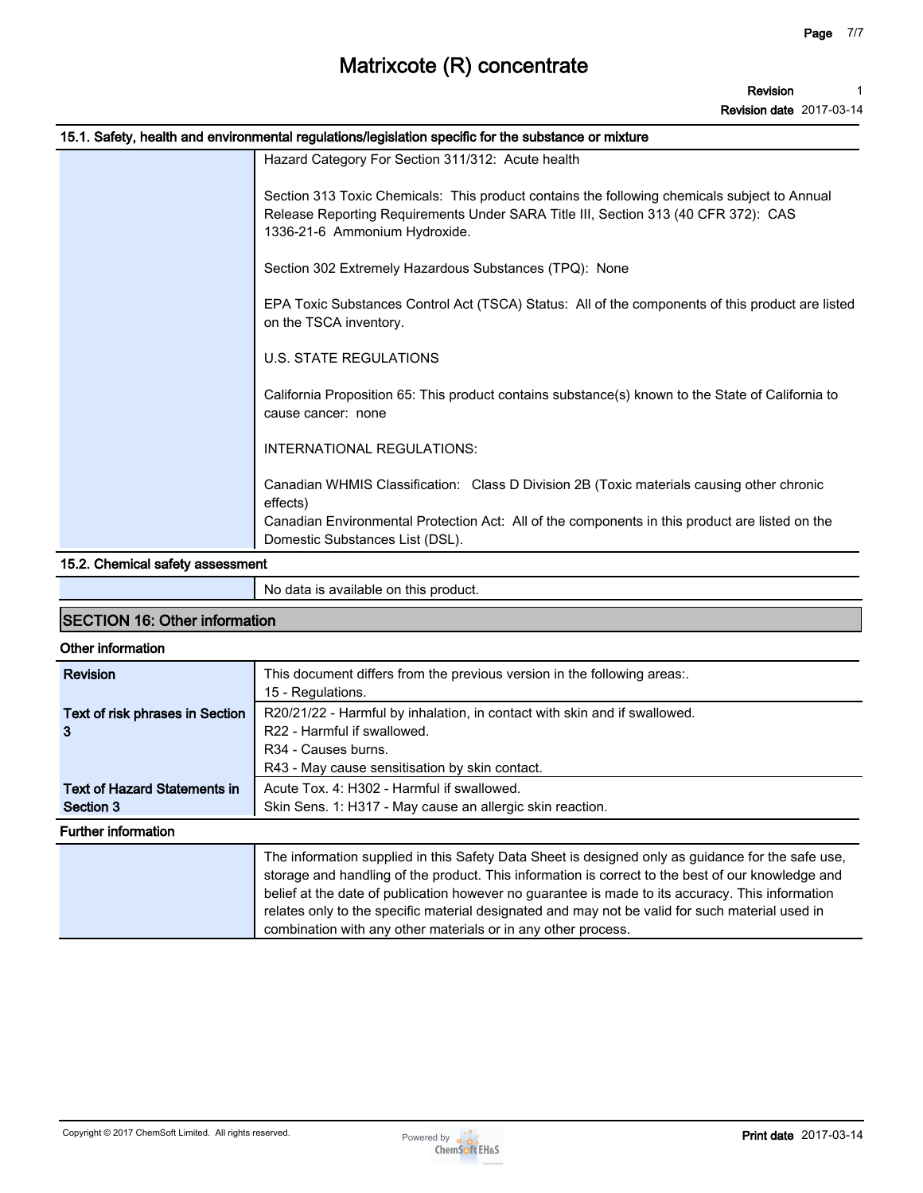### 15.1. Safety, health and environmental regulations/legislation specific for the substance or mixture

| | |
|---|---|
| | Hazard Category For Section 311/312: Acute health<br><br>Section 313 Toxic Chemicals: This product contains the following chemicals subject to Annual Release Reporting Requirements Under SARA Title III, Section 313 (40 CFR 372): CAS 1336-21-6 Ammonium Hydroxide.<br><br>Section 302 Extremely Hazardous Substances (TPQ): None<br><br>EPA Toxic Substances Control Act (TSCA) Status: All of the components of this product are listed on the TSCA inventory.<br><br>U.S. STATE REGULATIONS<br><br>California Proposition 65: This product contains substance(s) known to the State of California to cause cancer: none<br><br>INTERNATIONAL REGULATIONS:<br><br>Canadian WHMIS Classification: Class D Division 2B (Toxic materials causing other chronic effects)<br>Canadian Environmental Protection Act: All of the components in this product are listed on the Domestic Substances List (DSL). |

### 15.2. Chemical safety assessment

| | |
|---|---|
| | No data is available on this product. |

## SECTION 16: Other information

### Other information

| | |
|---|---|
| **Revision** | This document differs from the previous version in the following areas:.<br>15 - Regulations. |
| **Text of risk phrases in Section 3** | R20/21/22 - Harmful by inhalation, in contact with skin and if swallowed.<br>R22 - Harmful if swallowed.<br>R34 - Causes burns.<br>R43 - May cause sensitisation by skin contact. |
| **Text of Hazard Statements in Section 3** | Acute Tox. 4: H302 - Harmful if swallowed.<br>Skin Sens. 1: H317 - May cause an allergic skin reaction. |

### Further information

| | |
|---|---|
| | The information supplied in this Safety Data Sheet is designed only as guidance for the safe use, storage and handling of the product. This information is correct to the best of our knowledge and belief at the date of publication however no guarantee is made to its accuracy. This information relates only to the specific material designated and may not be valid for such material used in combination with any other materials or in any other process. |